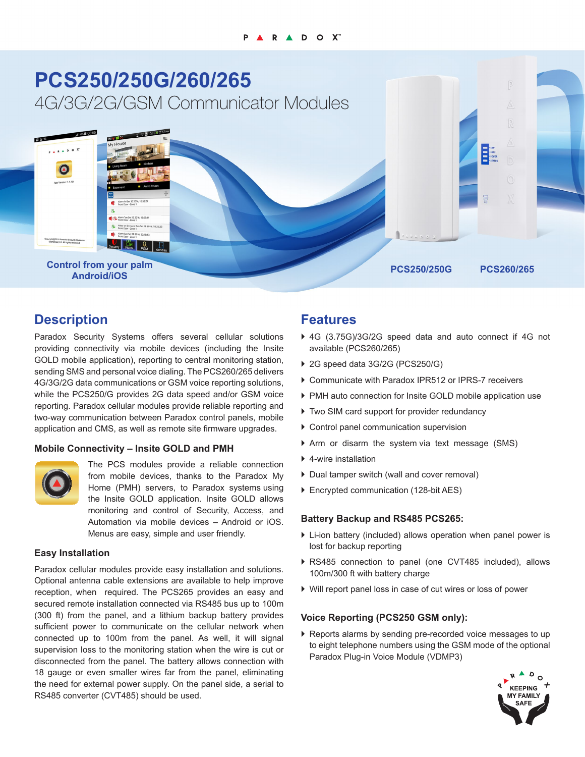# PCS250/250G/260/265

## 4G/3G/2G/GSM Communicator Modules

**Control from your palm**
**Android/iOS**

**PCS250/250G** **PCS260/265**

## Description

Paradox Security Systems offers several cellular solutions providing connectivity via mobile devices (including the Insite GOLD mobile application), reporting to central monitoring station, sending SMS and personal voice dialing. The PCS260/265 delivers 4G/3G/2G data communications or GSM voice reporting solutions, while the PCS250/G provides 2G data speed and/or GSM voice reporting. Paradox cellular modules provide reliable reporting and two-way communication between Paradox control panels, mobile application and CMS, as well as remote site firmware upgrades.

### Mobile Connectivity – Insite GOLD and PMH

The PCS modules provide a reliable connection from mobile devices, thanks to the Paradox My Home (PMH) servers, to Paradox systems using the Insite GOLD application. Insite GOLD allows monitoring and control of Security, Access, and Automation via mobile devices – Android or iOS. Menus are easy, simple and user friendly.

### Easy Installation

Paradox cellular modules provide easy installation and solutions. Optional antenna cable extensions are available to help improve reception, when required. The PCS265 provides an easy and secured remote installation connected via RS485 bus up to 100m (300 ft) from the panel, and a lithium backup battery provides sufficient power to communicate on the cellular network when connected up to 100m from the panel. As well, it will signal supervision loss to the monitoring station when the wire is cut or disconnected from the panel. The battery allows connection with 18 gauge or even smaller wires far from the panel, eliminating the need for external power supply. On the panel side, a serial to RS485 converter (CVT485) should be used.

## Features

- 4G (3.75G)/3G/2G speed data and auto connect if 4G not available (PCS260/265)
- 2G speed data 3G/2G (PCS250/G)
- Communicate with Paradox IPR512 or IPRS-7 receivers
- PMH auto connection for Insite GOLD mobile application use
- Two SIM card support for provider redundancy
- Control panel communication supervision
- Arm or disarm the system via text message (SMS)
- 4-wire installation
- Dual tamper switch (wall and cover removal)
- Encrypted communication (128-bit AES)

### Battery Backup and RS485 PCS265:

- Li-ion battery (included) allows operation when panel power is lost for backup reporting
- RS485 connection to panel (one CVT485 included), allows 100m/300 ft with battery charge
- Will report panel loss in case of cut wires or loss of power

### Voice Reporting (PCS250 GSM only):

- Reports alarms by sending pre-recorded voice messages to up to eight telephone numbers using the GSM mode of the optional Paradox Plug-in Voice Module (VDMP3)

KEEPING MY FAMILY SAFE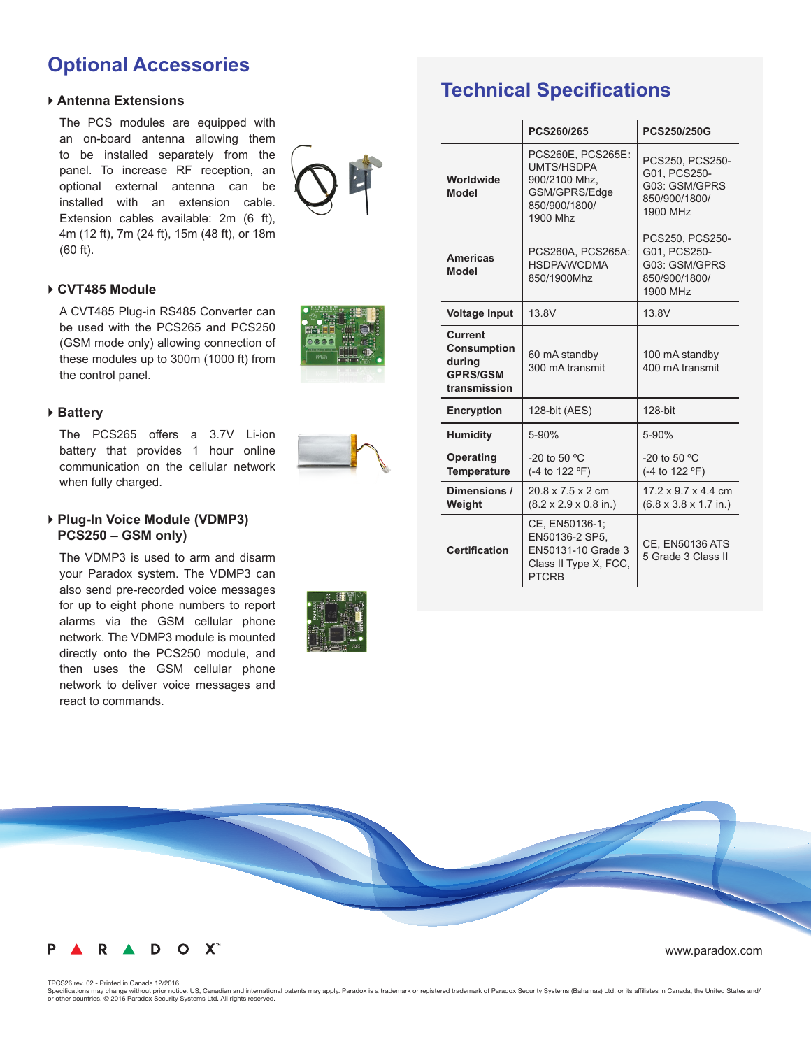## Optional Accessories

### Antenna Extensions

The PCS modules are equipped with an on-board antenna allowing them to be installed separately from the panel. To increase RF reception, an optional external antenna can be installed with an extension cable. Extension cables available: 2m (6 ft), 4m (12 ft), 7m (24 ft), 15m (48 ft), or 18m (60 ft).

### CVT485 Module

A CVT485 Plug-in RS485 Converter can be used with the PCS265 and PCS250 (GSM mode only) allowing connection of these modules up to 300m (1000 ft) from the control panel.

### Battery

The PCS265 offers a 3.7V Li-ion battery that provides 1 hour online communication on the cellular network when fully charged.

### Plug-In Voice Module (VDMP3) PCS250 – GSM only)

The VDMP3 is used to arm and disarm your Paradox system. The VDMP3 can also send pre-recorded voice messages for up to eight phone numbers to report alarms via the GSM cellular phone network. The VDMP3 module is mounted directly onto the PCS250 module, and then uses the GSM cellular phone network to deliver voice messages and react to commands.

## Technical Specifications

| | PCS260/265 | PCS250/250G |
|---|---|---|
| **Worldwide Model** | PCS260E, PCS265E: UMTS/HSDPA 900/2100 Mhz, GSM/GPRS/Edge 850/900/1800/ 1900 Mhz | PCS250, PCS250-G01, PCS250-G03: GSM/GPRS 850/900/1800/ 1900 MHz |
| **Americas Model** | PCS260A, PCS265A: HSDPA/WCDMA 850/1900Mhz | PCS250, PCS250-G01, PCS250-G03: GSM/GPRS 850/900/1800/ 1900 MHz |
| **Voltage Input** | 13.8V | 13.8V |
| **Current Consumption during GPRS/GSM transmission** | 60 mA standby 300 mA transmit | 100 mA standby 400 mA transmit |
| **Encryption** | 128-bit (AES) | 128-bit |
| **Humidity** | 5-90% | 5-90% |
| **Operating Temperature** | -20 to 50 °C (-4 to 122 °F) | -20 to 50 °C (-4 to 122 °F) |
| **Dimensions / Weight** | 20.8 x 7.5 x 2 cm (8.2 x 2.9 x 0.8 in.) | 17.2 x 9.7 x 4.4 cm (6.8 x 3.8 x 1.7 in.) |
| **Certification** | CE, EN50136-1; EN50136-2 SP5, EN50131-10 Grade 3 Class II Type X, FCC, PTCRB | CE, EN50136 ATS 5 Grade 3 Class II |

PARADOX™

www.paradox.com

TPCS26 rev. 02 - Printed in Canada 12/2016
Specifications may change without prior notice. US, Canadian and international patents may apply. Paradox is a trademark or registered trademark of Paradox Security Systems (Bahamas) Ltd. or its affiliates in Canada, the United States and/or other countries. © 2016 Paradox Security Systems Ltd. All rights reserved.